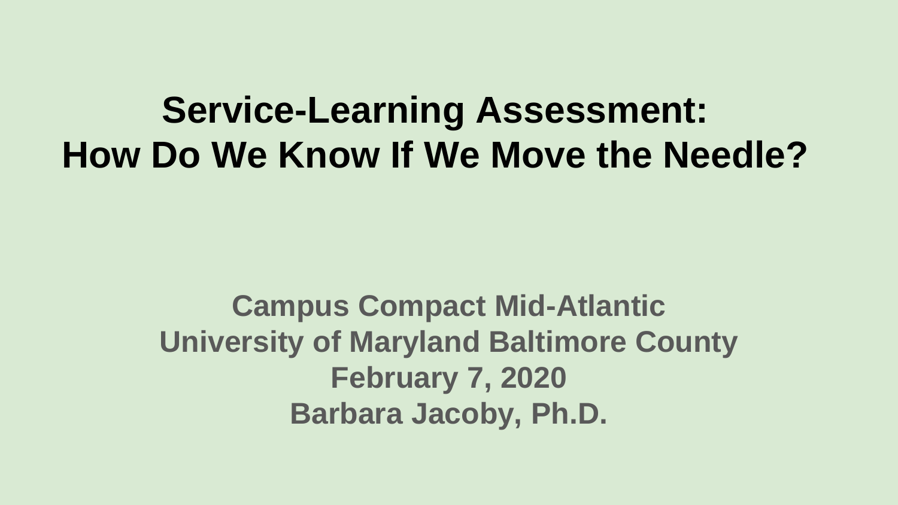# Service-Learning Assessment: How Do We Know If We Move the Needle?

**Campus Compact Mid-Atlantic**
**University of Maryland Baltimore County**
**February 7, 2020**
**Barbara Jacoby, Ph.D.**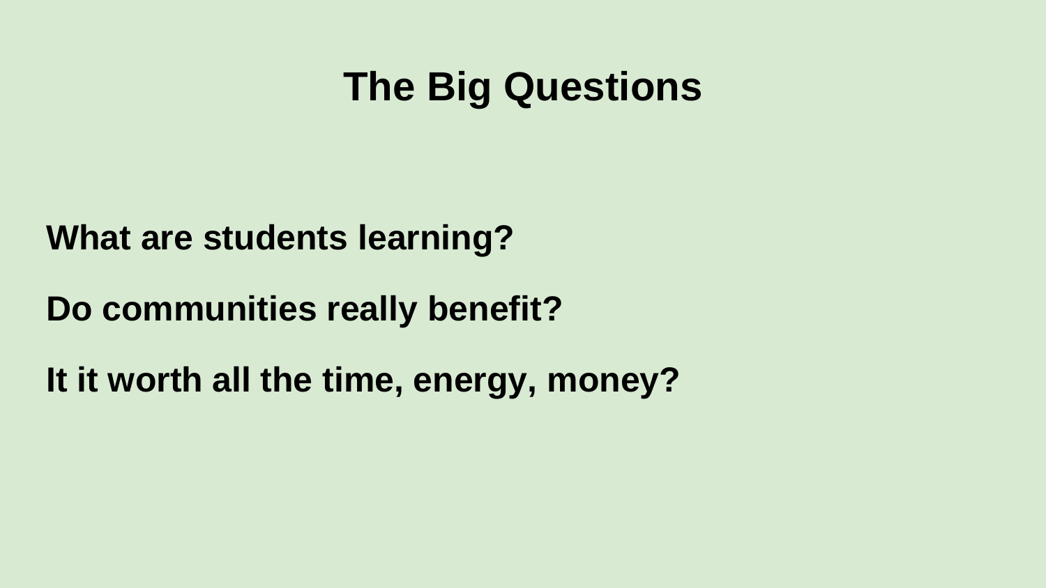# The Big Questions

**What are students learning?**

**Do communities really benefit?**

**It it worth all the time, energy, money?**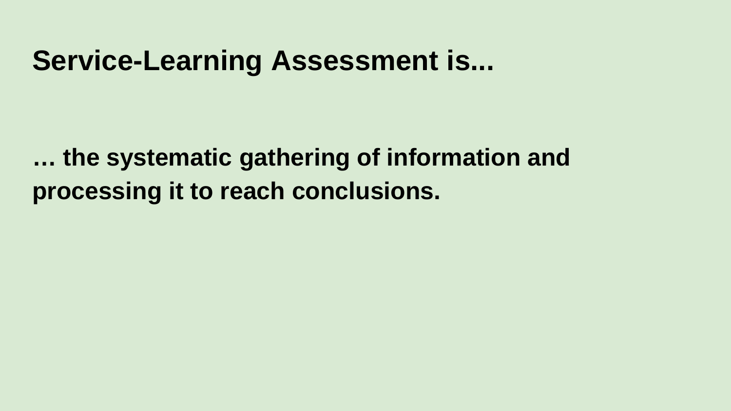# Service-Learning Assessment is...

**… the systematic gathering of information and processing it to reach conclusions.**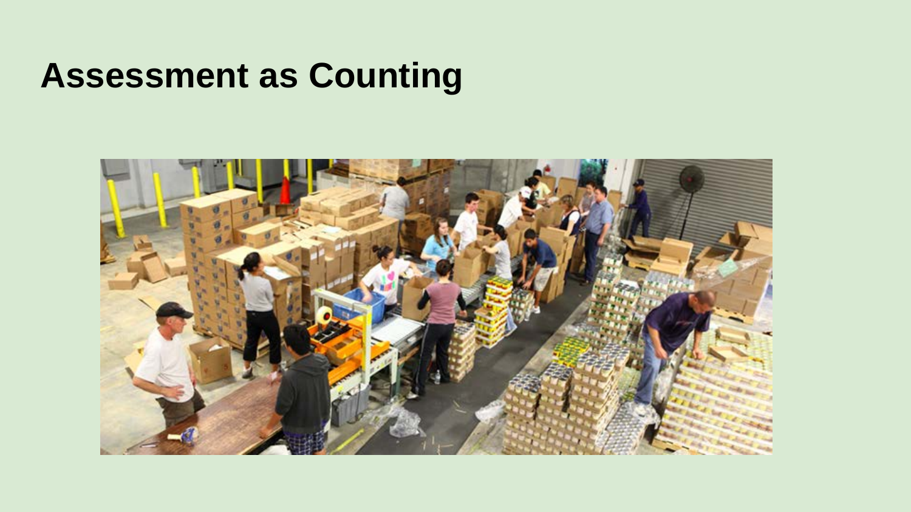# Assessment as Counting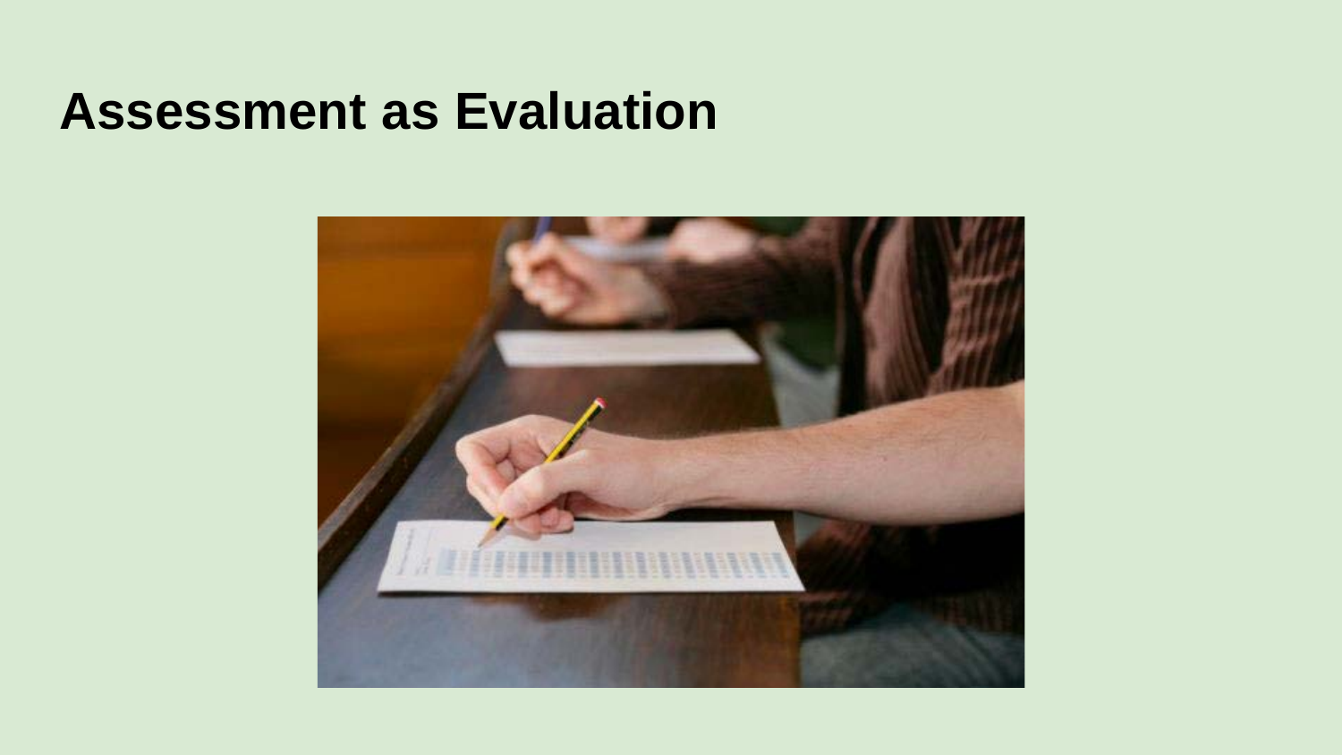# Assessment as Evaluation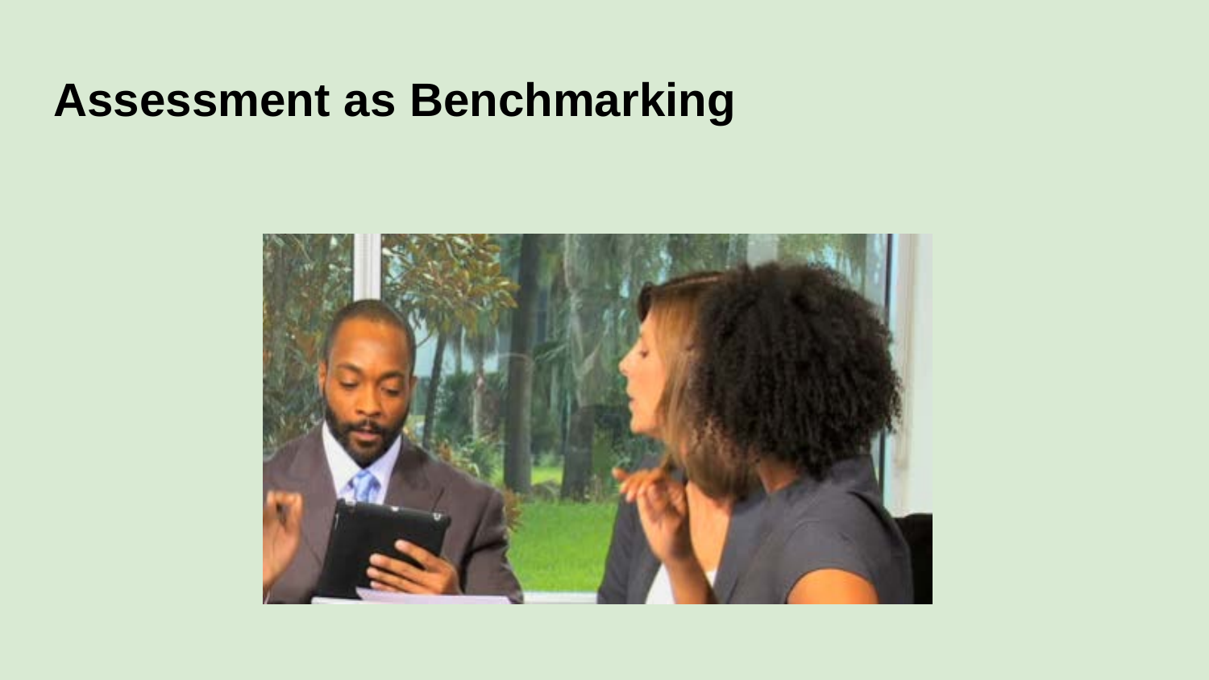# Assessment as Benchmarking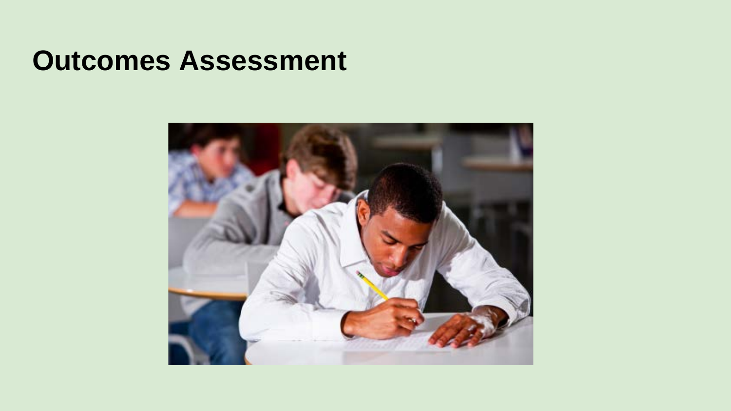# Outcomes Assessment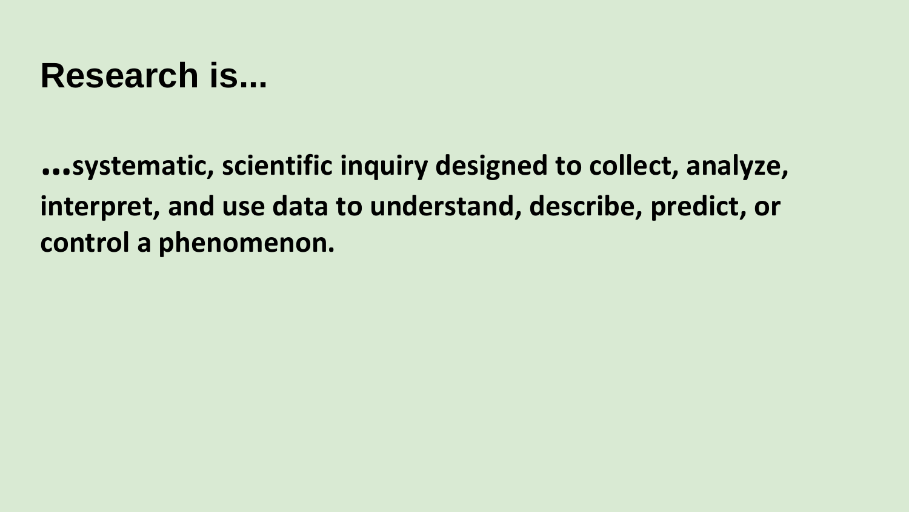# Research is...

**...systematic, scientific inquiry designed to collect, analyze, interpret, and use data to understand, describe, predict, or control a phenomenon.**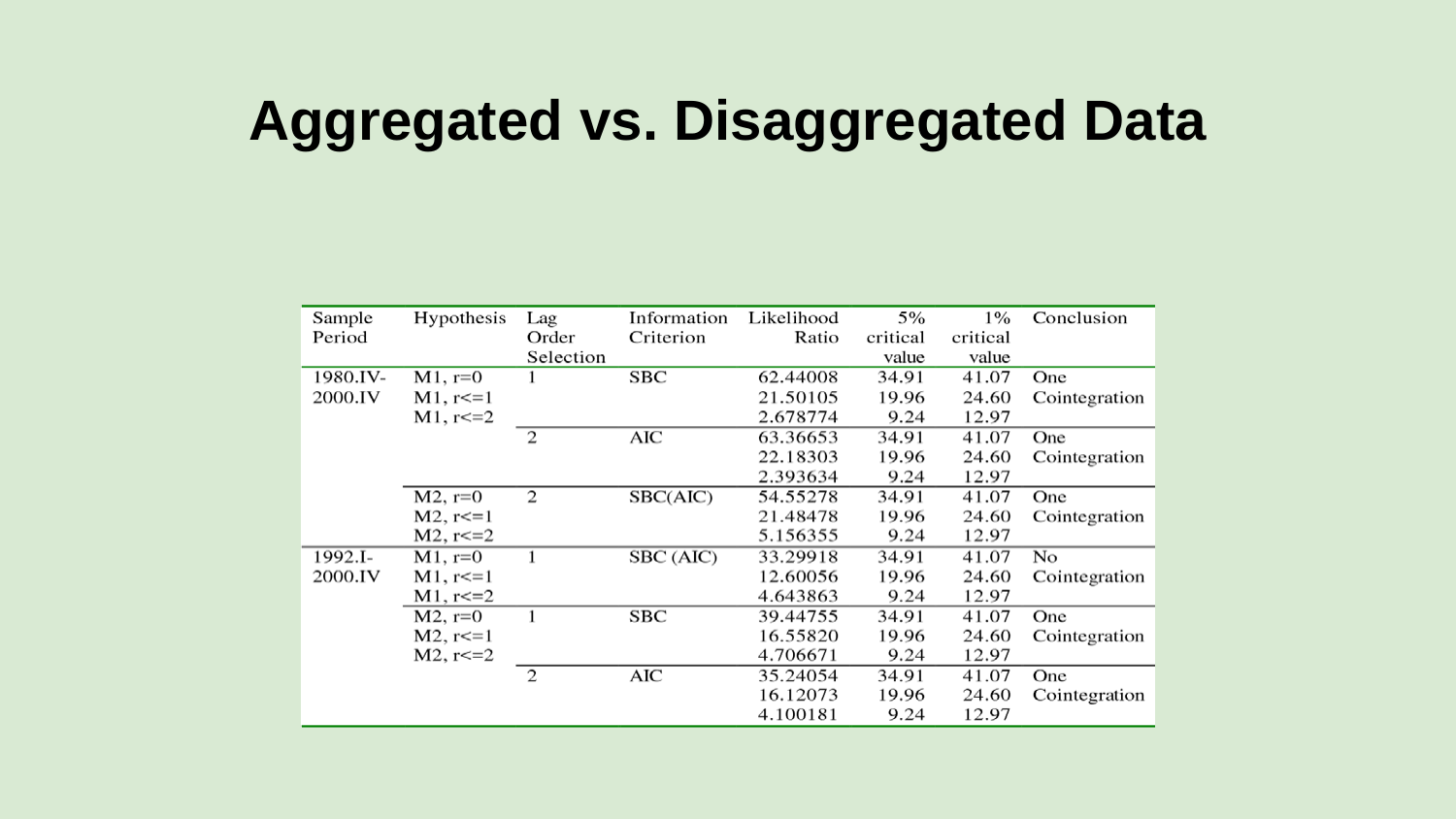# Aggregated vs. Disaggregated Data

| Sample Period | Hypothesis | Lag Order Selection | Information Criterion | Likelihood Ratio | 5% critical value | 1% critical value | Conclusion |
|---|---|---|---|---|---|---|---|
| 1980.IV-2000.IV | M1, r=0 | 1 | SBC | 62.44008 | 34.91 | 41.07 | One Cointegration |
| | M1, r<=1 | | | 21.50105 | 19.96 | 24.60 | |
| | M1, r<=2 | | | 2.678774 | 9.24 | 12.97 | |
| | | 2 | AIC | 63.36653 | 34.91 | 41.07 | One Cointegration |
| | | | | 22.18303 | 19.96 | 24.60 | |
| | | | | 2.393634 | 9.24 | 12.97 | |
| | M2, r=0 | 2 | SBC(AIC) | 54.55278 | 34.91 | 41.07 | One Cointegration |
| | M2, r<=1 | | | 21.48478 | 19.96 | 24.60 | |
| | M2, r<=2 | | | 5.156355 | 9.24 | 12.97 | |
| 1992.I-2000.IV | M1, r=0 | 1 | SBC (AIC) | 33.29918 | 34.91 | 41.07 | No Cointegration |
| | M1, r<=1 | | | 12.60056 | 19.96 | 24.60 | |
| | M1, r<=2 | | | 4.643863 | 9.24 | 12.97 | |
| | M2, r=0 | 1 | SBC | 39.44755 | 34.91 | 41.07 | One Cointegration |
| | M2, r<=1 | | | 16.55820 | 19.96 | 24.60 | |
| | M2, r<=2 | | | 4.706671 | 9.24 | 12.97 | |
| | | 2 | AIC | 35.24054 | 34.91 | 41.07 | One Cointegration |
| | | | | 16.12073 | 19.96 | 24.60 | |
| | | | | 4.100181 | 9.24 | 12.97 | |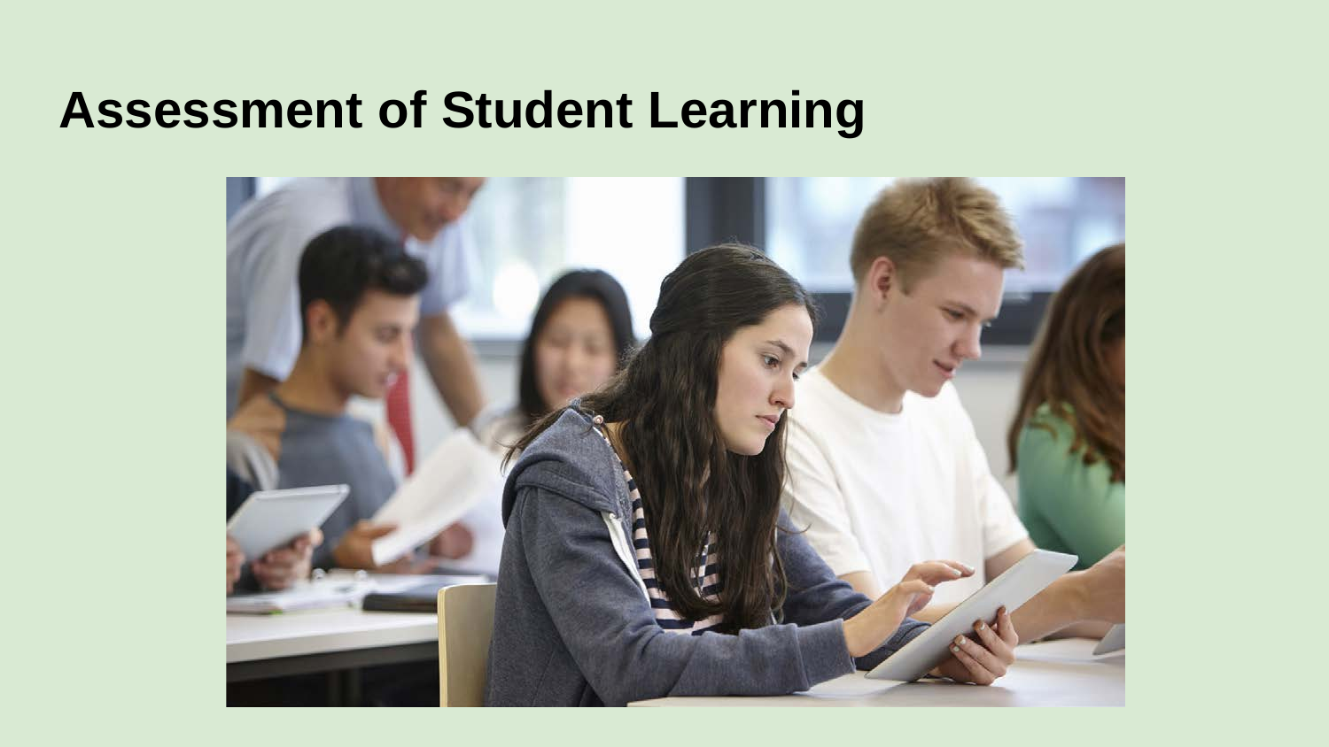# Assessment of Student Learning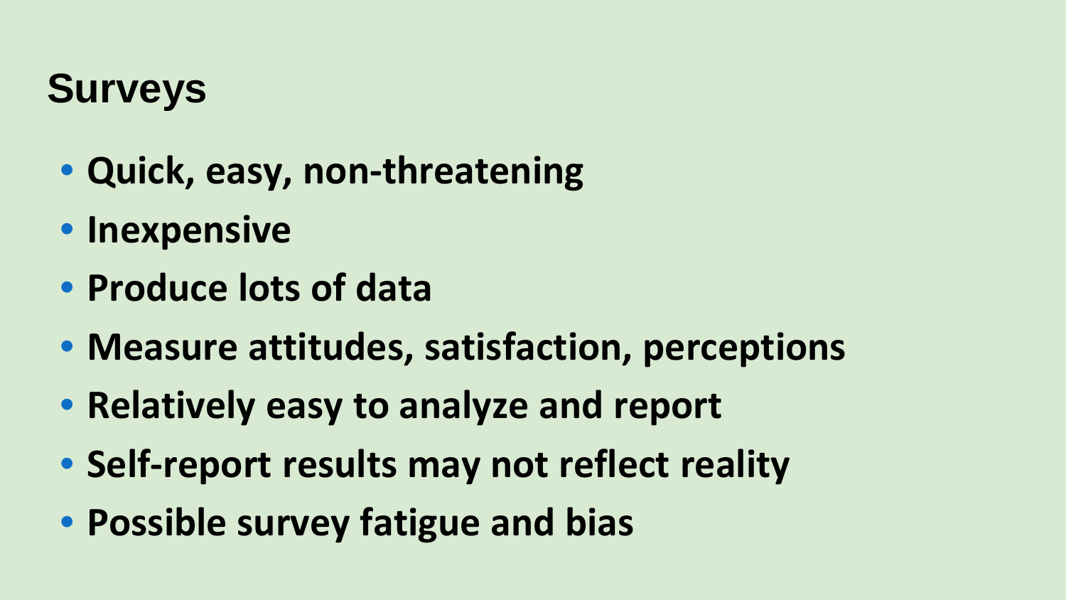# Surveys

- **Quick, easy, non-threatening**
- **Inexpensive**
- **Produce lots of data**
- **Measure attitudes, satisfaction, perceptions**
- **Relatively easy to analyze and report**
- **Self-report results may not reflect reality**
- **Possible survey fatigue and bias**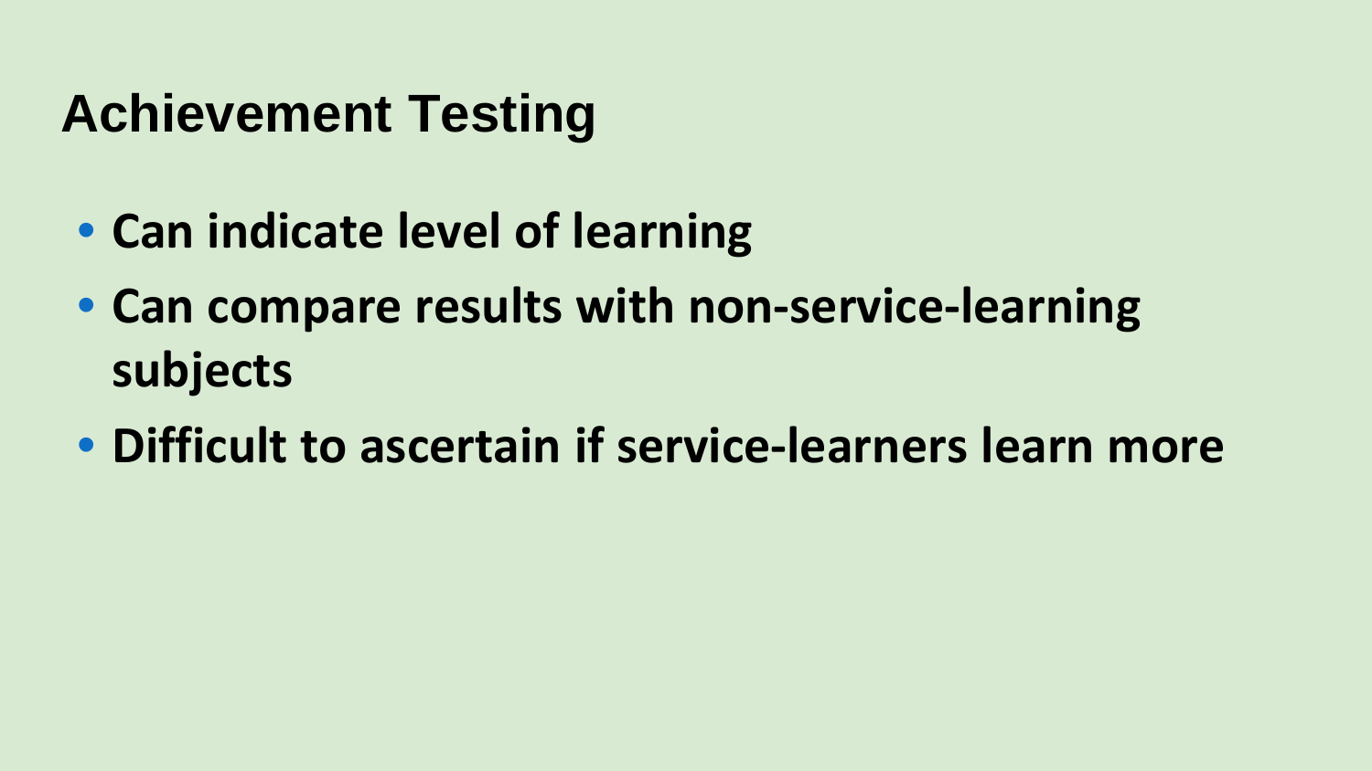# Achievement Testing

- **Can indicate level of learning**
- **Can compare results with non-service-learning subjects**
- **Difficult to ascertain if service-learners learn more**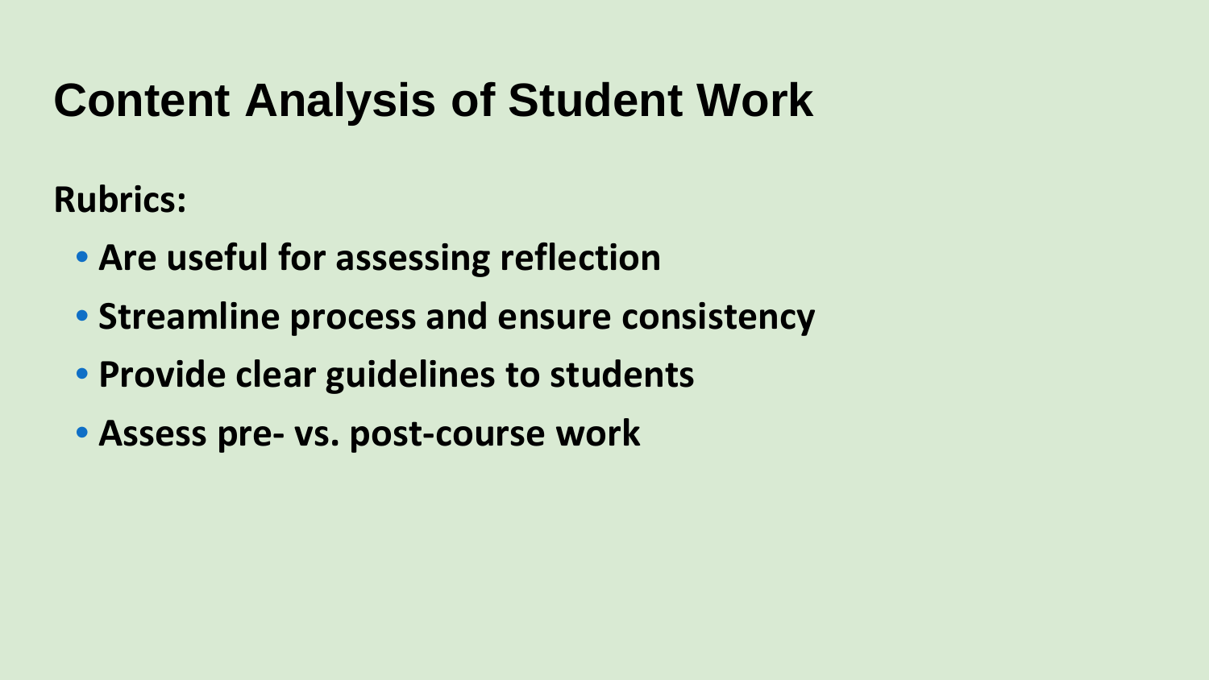# Content Analysis of Student Work

**Rubrics:**

- **Are useful for assessing reflection**
- **Streamline process and ensure consistency**
- **Provide clear guidelines to students**
- **Assess pre- vs. post-course work**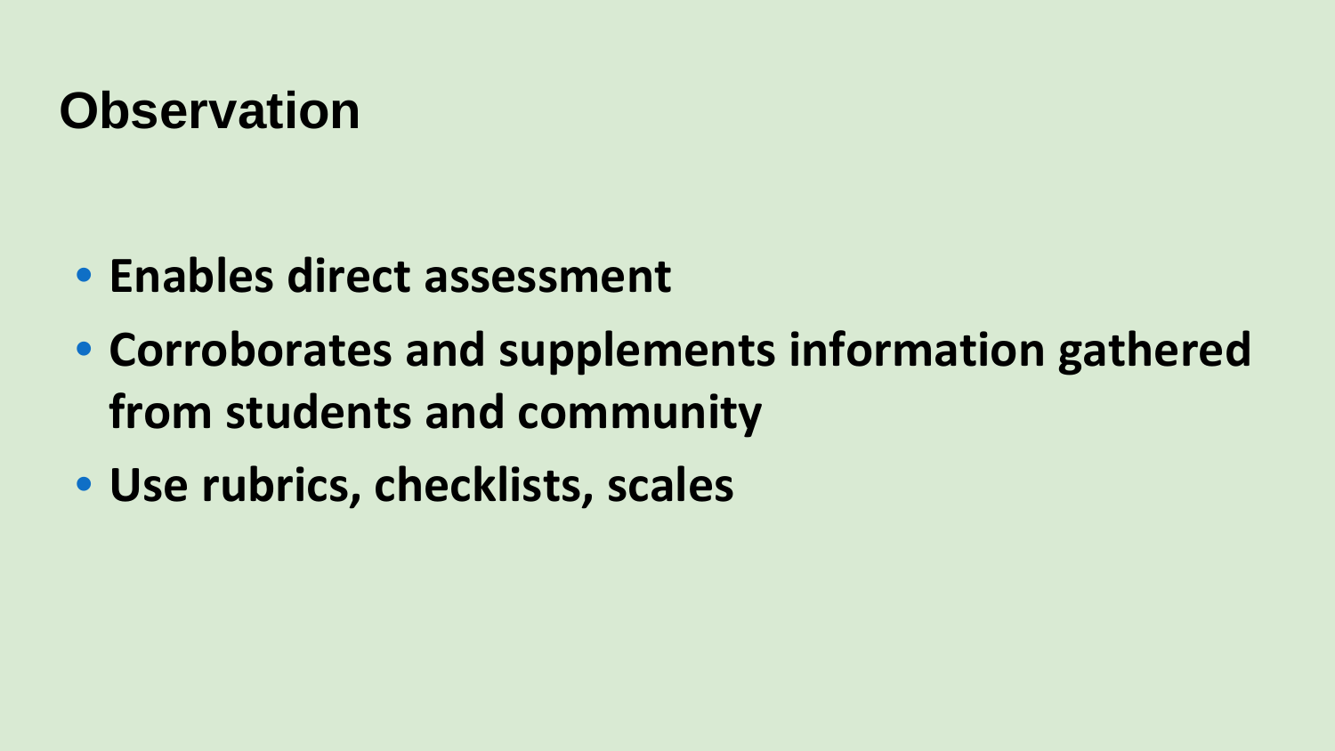# Observation

- **Enables direct assessment**
- **Corroborates and supplements information gathered from students and community**
- **Use rubrics, checklists, scales**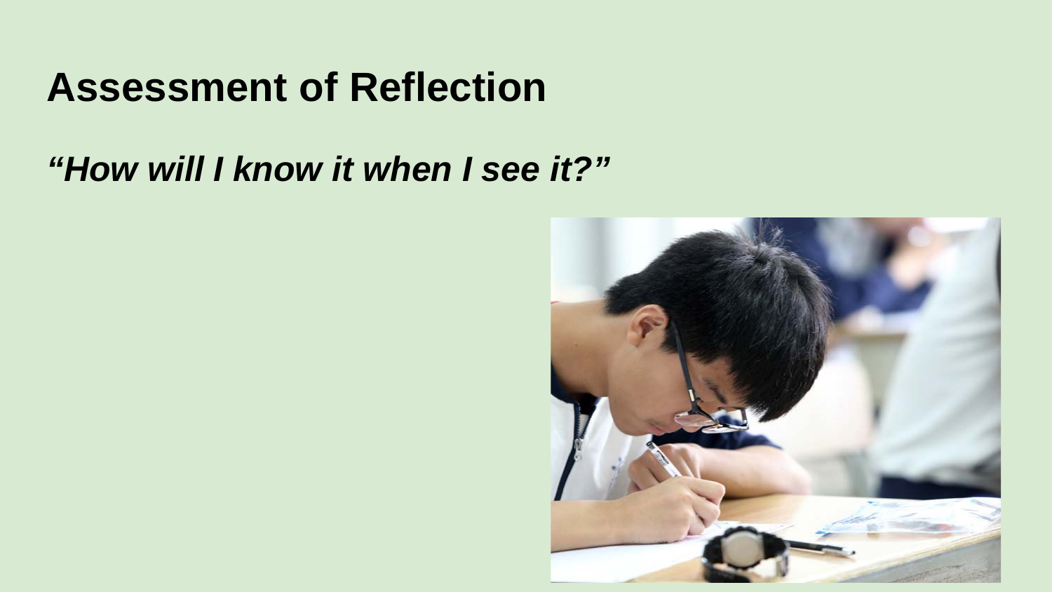# Assessment of Reflection

***"How will I know it when I see it?"***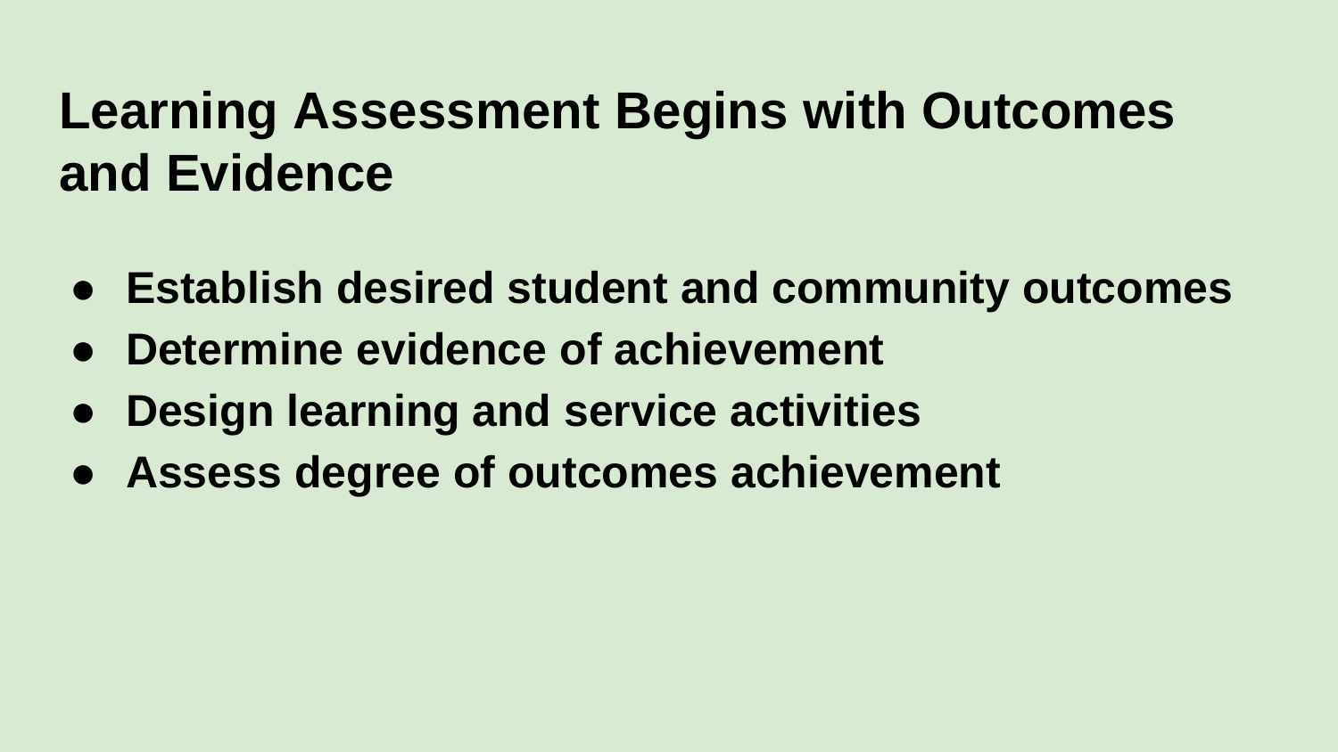# Learning Assessment Begins with Outcomes and Evidence

- **Establish desired student and community outcomes**
- **Determine evidence of achievement**
- **Design learning and service activities**
- **Assess degree of outcomes achievement**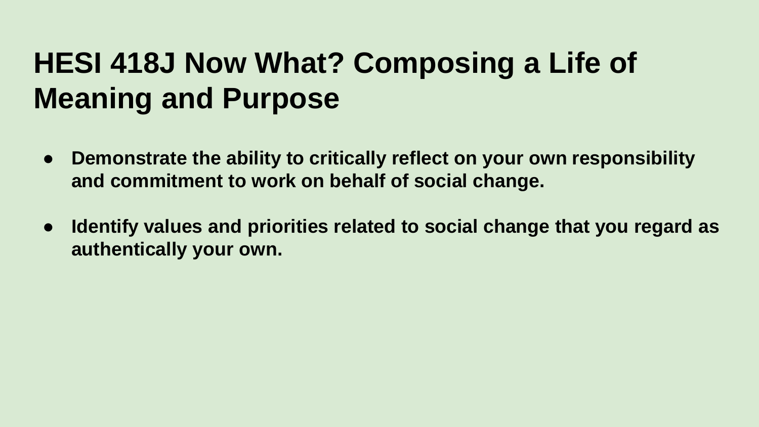# HESI 418J Now What? Composing a Life of Meaning and Purpose

- **Demonstrate the ability to critically reflect on your own responsibility and commitment to work on behalf of social change.**
- **Identify values and priorities related to social change that you regard as authentically your own.**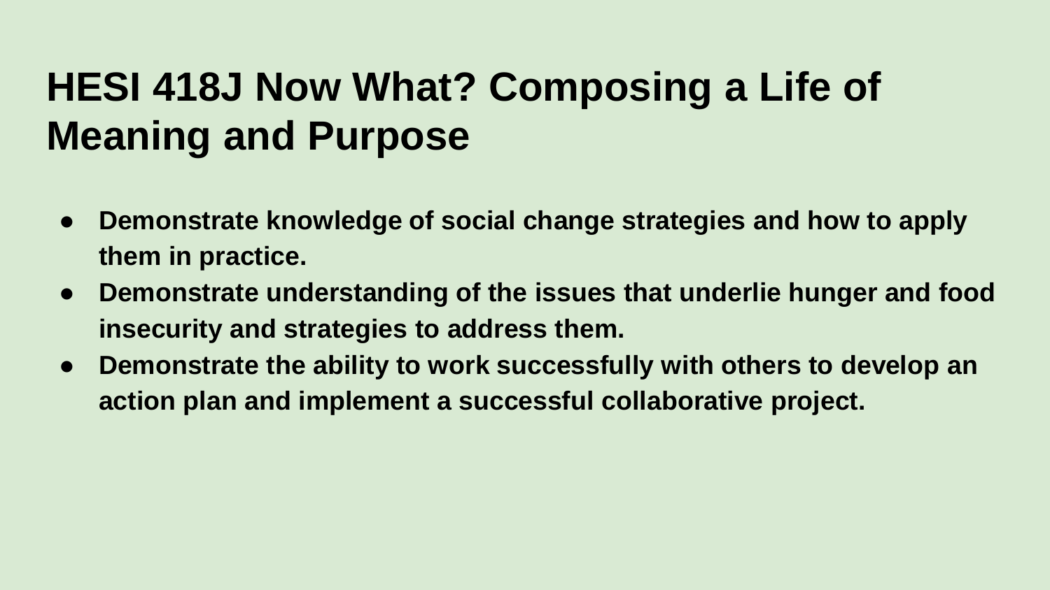# HESI 418J Now What? Composing a Life of Meaning and Purpose

- **Demonstrate knowledge of social change strategies and how to apply them in practice.**
- **Demonstrate understanding of the issues that underlie hunger and food insecurity and strategies to address them.**
- **Demonstrate the ability to work successfully with others to develop an action plan and implement a successful collaborative project.**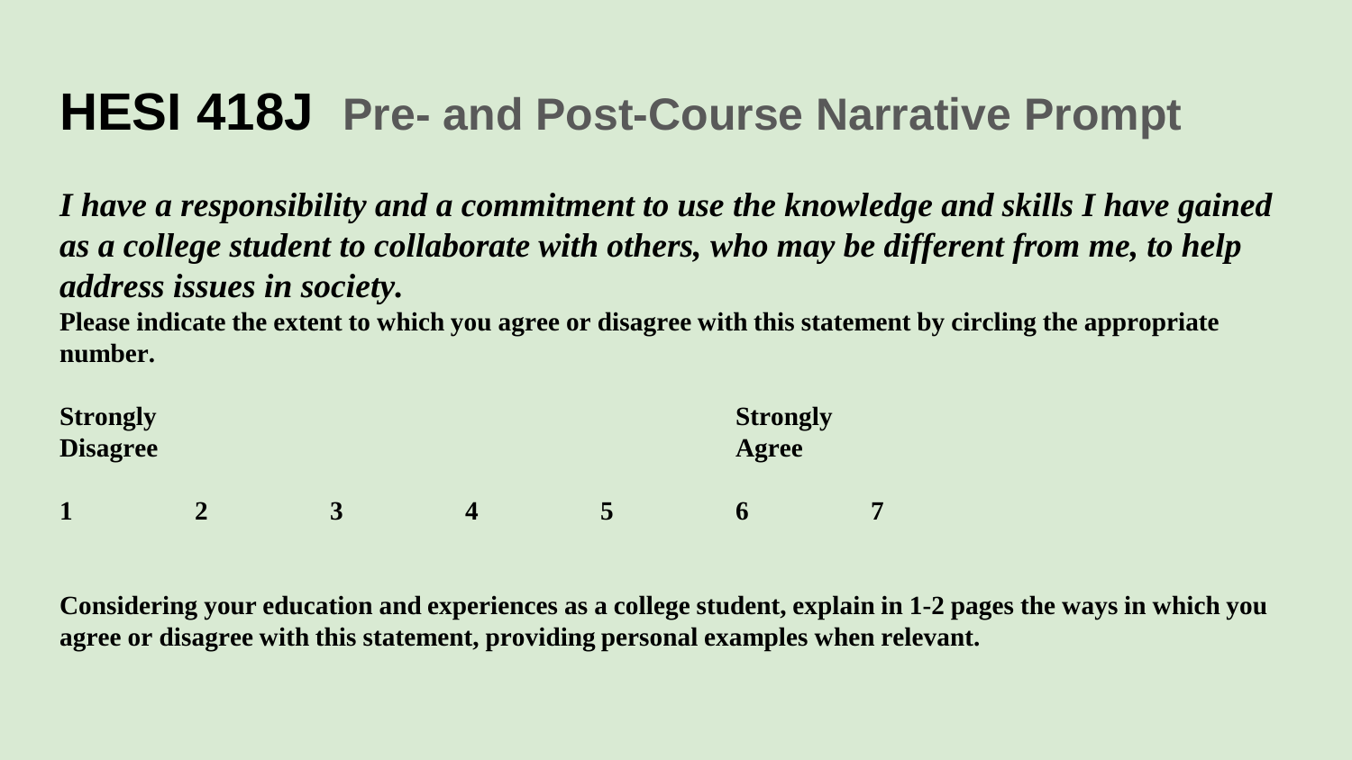# HESI 418J Pre- and Post-Course Narrative Prompt

***I have a responsibility and a commitment to use the knowledge and skills I have gained as a college student to collaborate with others, who may be different from me, to help address issues in society.***

**Please indicate the extent to which you agree or disagree with this statement by circling the appropriate number.**

| Strongly Disagree | | | | | Strongly Agree | |
|---|---|---|---|---|---|---|
| **1** | **2** | **3** | **4** | **5** | **6** | **7** |

**Considering your education and experiences as a college student, explain in 1-2 pages the ways in which you agree or disagree with this statement, providing personal examples when relevant.**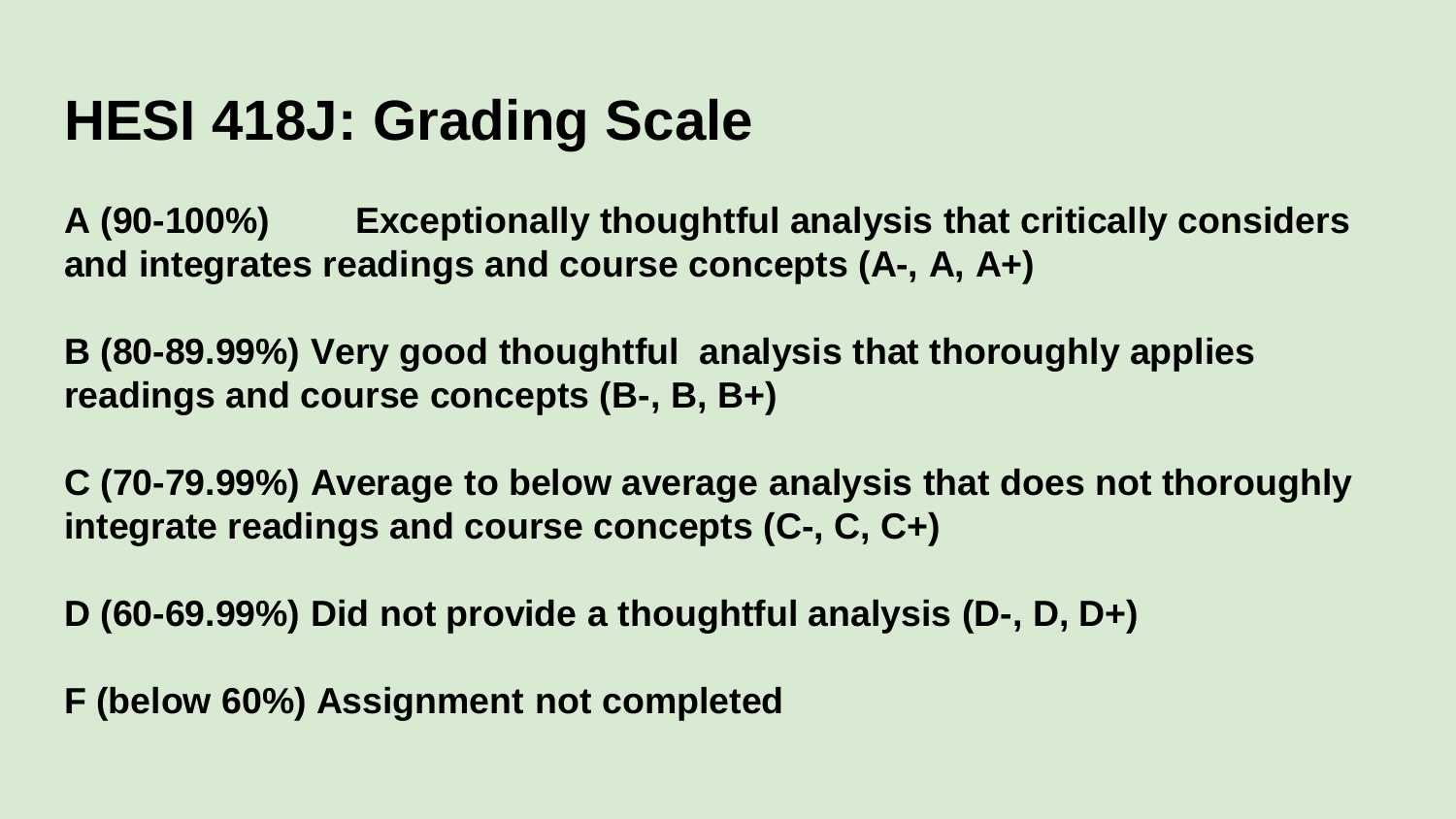# HESI 418J: Grading Scale

**A (90-100%) Exceptionally thoughtful analysis that critically considers and integrates readings and course concepts (A-, A, A+)**

**B (80-89.99%) Very good thoughtful analysis that thoroughly applies readings and course concepts (B-, B, B+)**

**C (70-79.99%) Average to below average analysis that does not thoroughly integrate readings and course concepts (C-, C, C+)**

**D (60-69.99%) Did not provide a thoughtful analysis (D-, D, D+)**

**F (below 60%) Assignment not completed**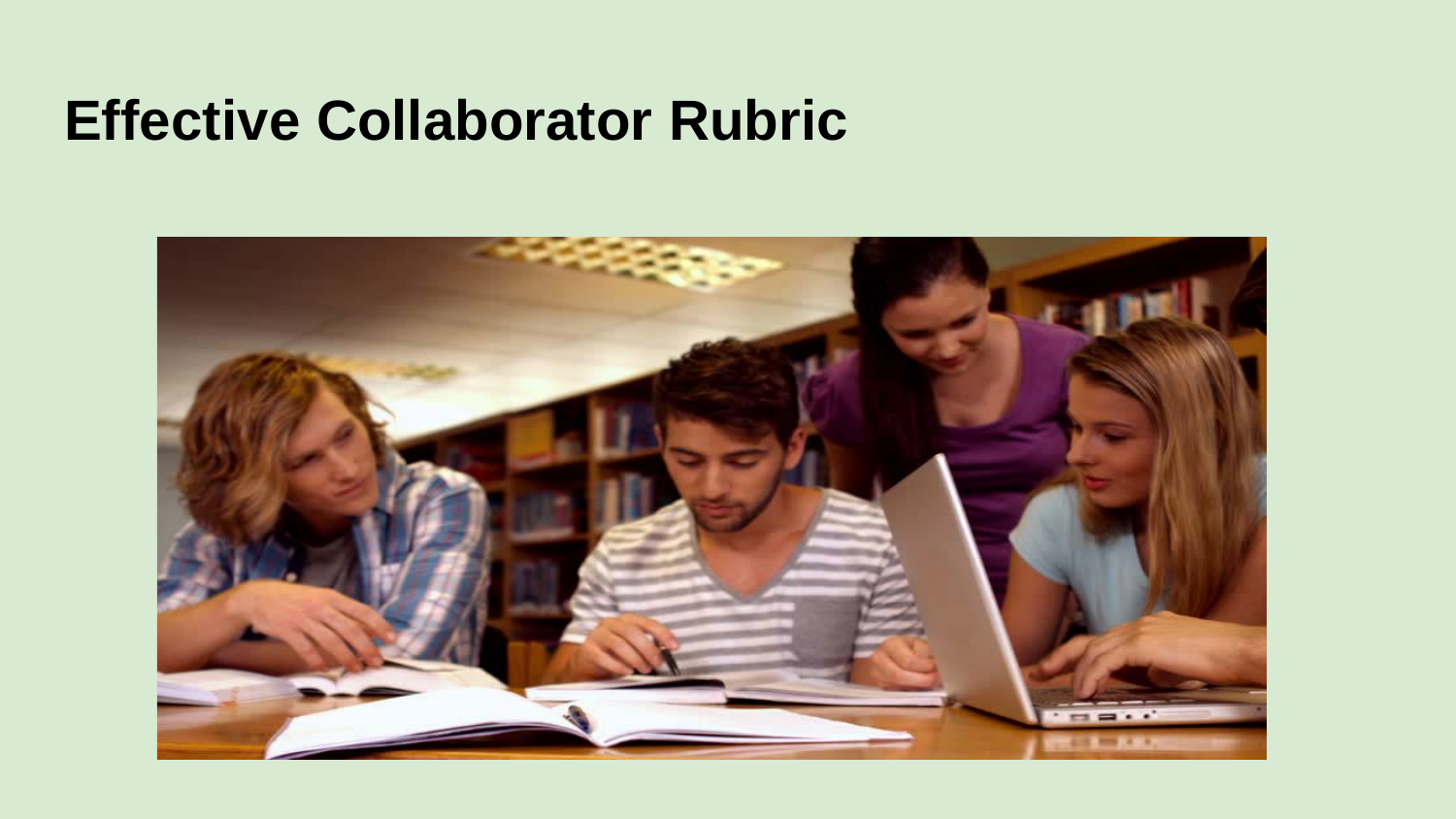# Effective Collaborator Rubric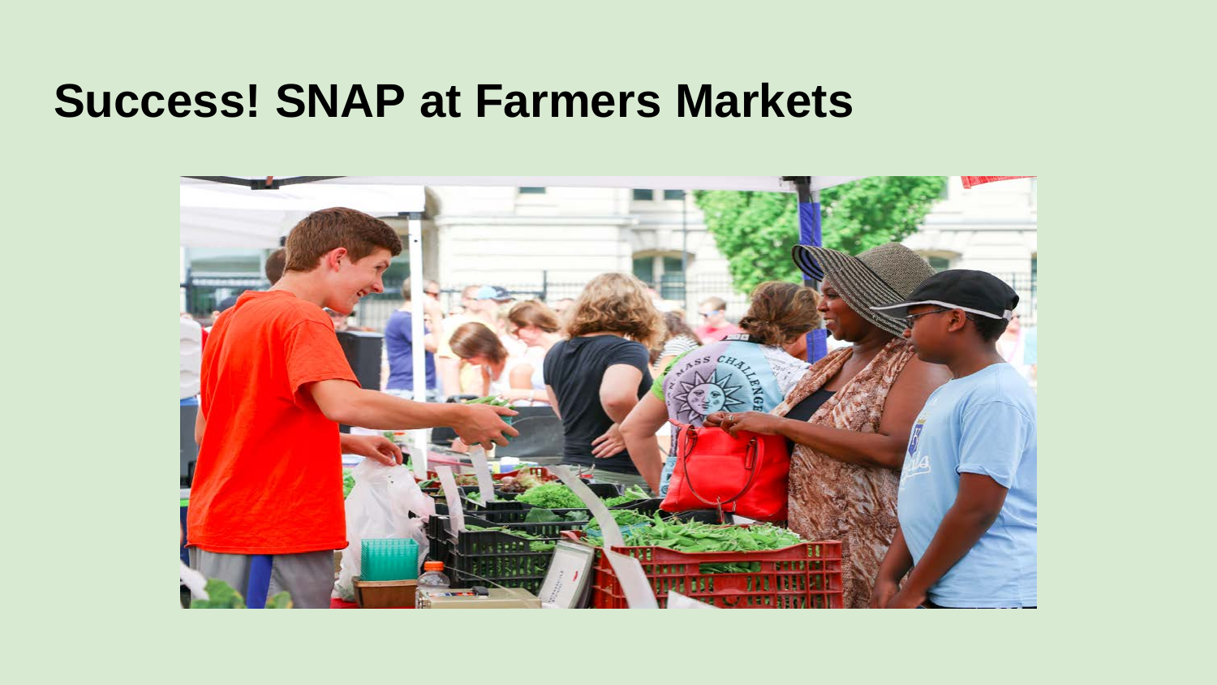# Success! SNAP at Farmers Markets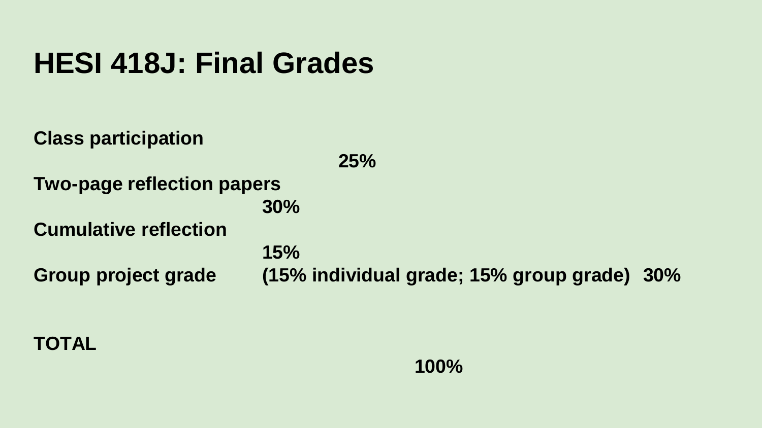# HESI 418J: Final Grades

| Component | | Weight |
|---|---|---|
| **Class participation** | | **25%** |
| **Two-page reflection papers** | | **30%** |
| **Cumulative reflection** | | **15%** |
| **Group project grade** | **(15% individual grade; 15% group grade)** | **30%** |
| **TOTAL** | | **100%** |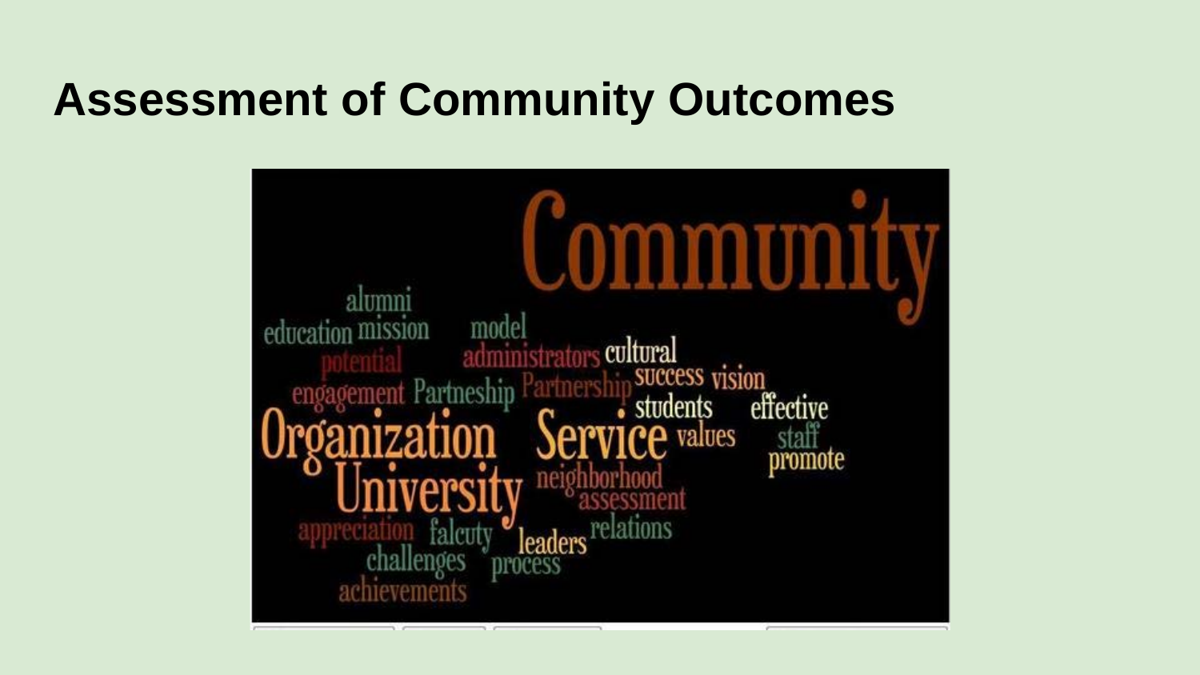# Assessment of Community Outcomes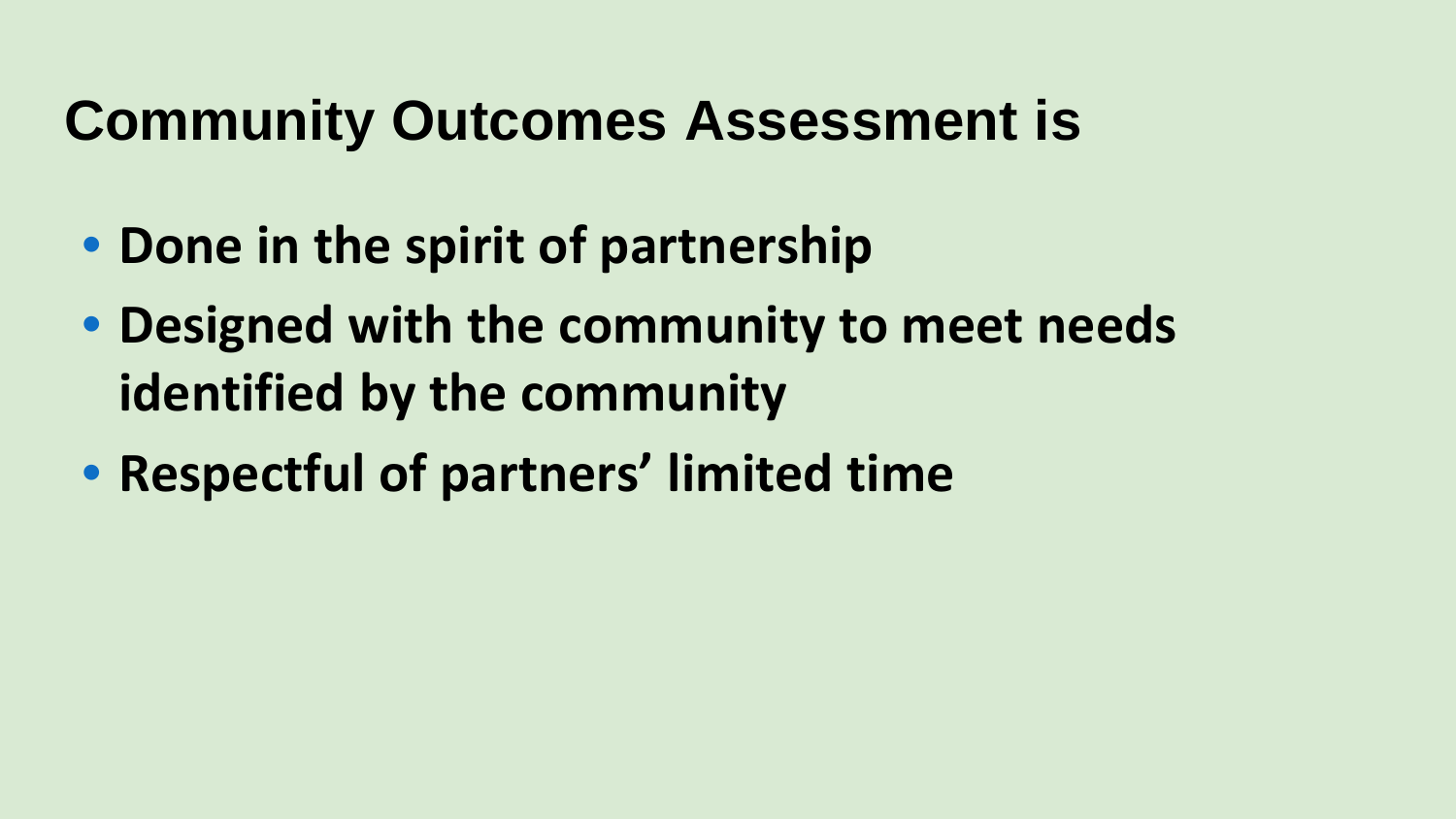# Community Outcomes Assessment is

- **Done in the spirit of partnership**
- **Designed with the community to meet needs identified by the community**
- **Respectful of partners' limited time**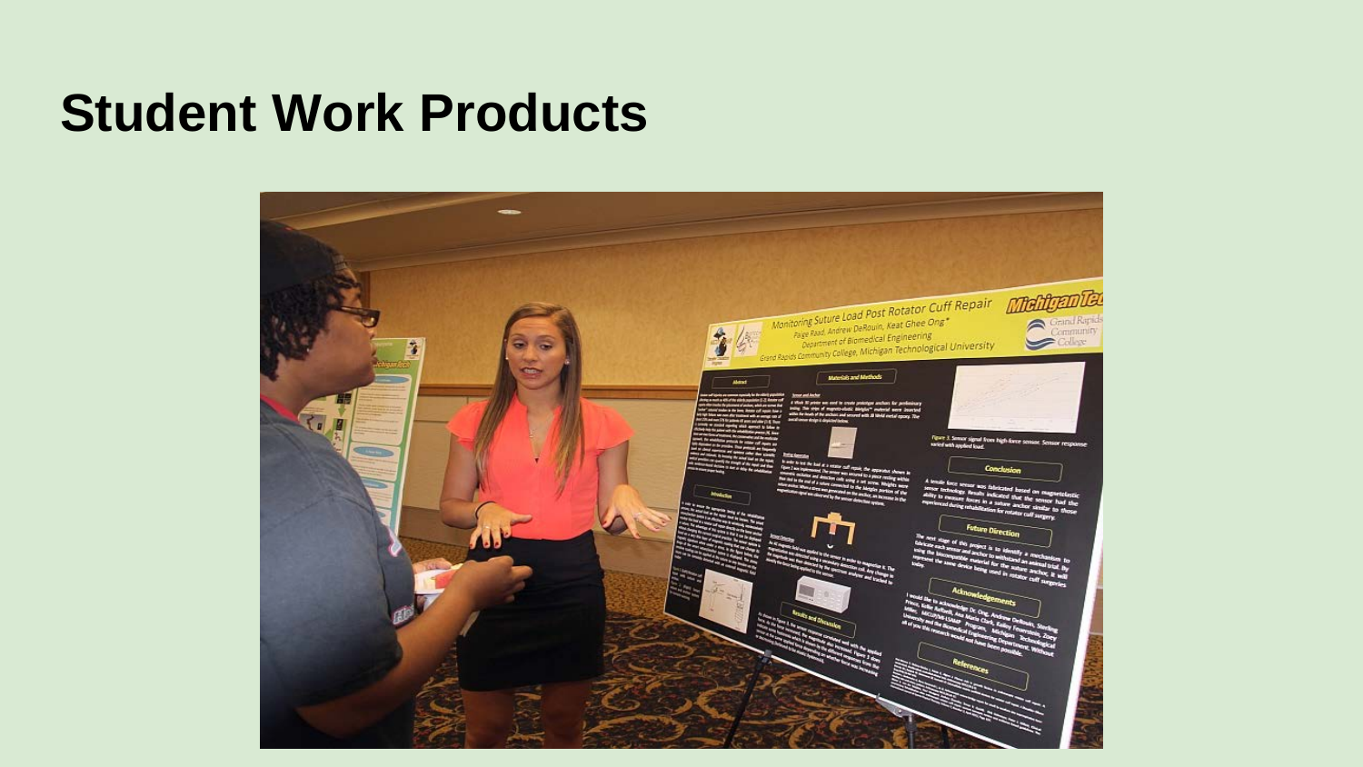# Student Work Products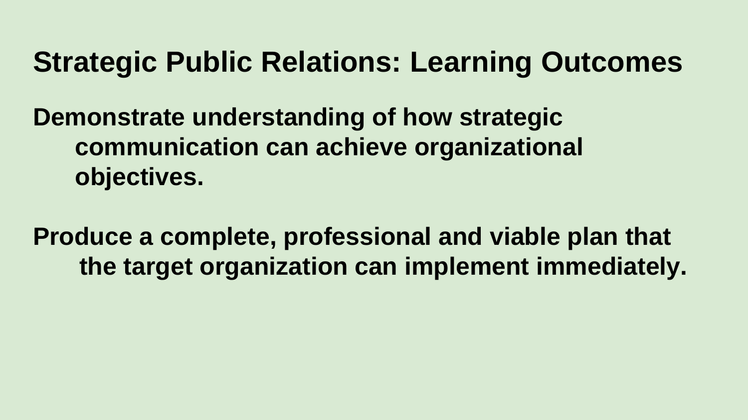# Strategic Public Relations: Learning Outcomes

**Demonstrate understanding of how strategic communication can achieve organizational objectives.**

**Produce a complete, professional and viable plan that the target organization can implement immediately.**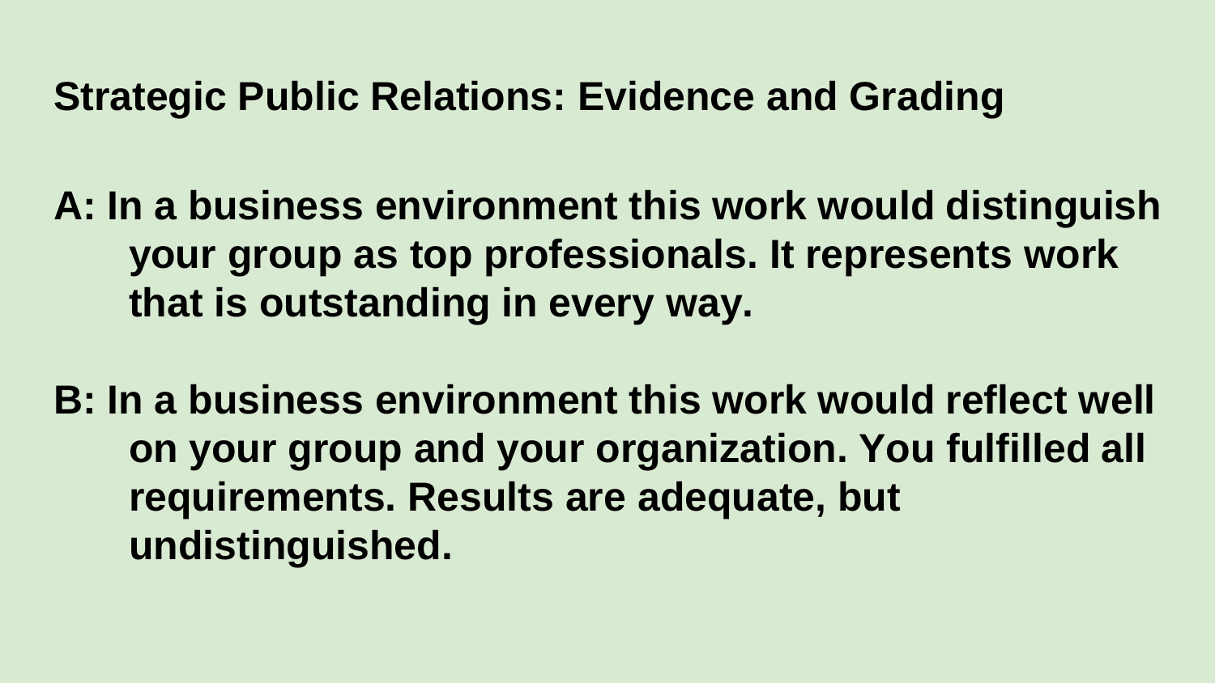## Strategic Public Relations: Evidence and Grading

**A: In a business environment this work would distinguish your group as top professionals. It represents work that is outstanding in every way.**

**B: In a business environment this work would reflect well on your group and your organization. You fulfilled all requirements. Results are adequate, but undistinguished.**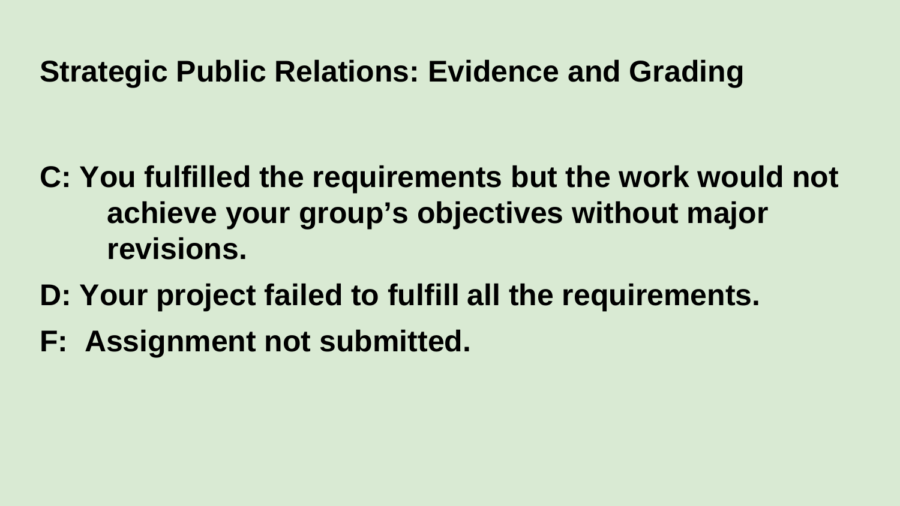## Strategic Public Relations: Evidence and Grading

**C: You fulfilled the requirements but the work would not achieve your group's objectives without major revisions.**

**D: Your project failed to fulfill all the requirements.**

**F: Assignment not submitted.**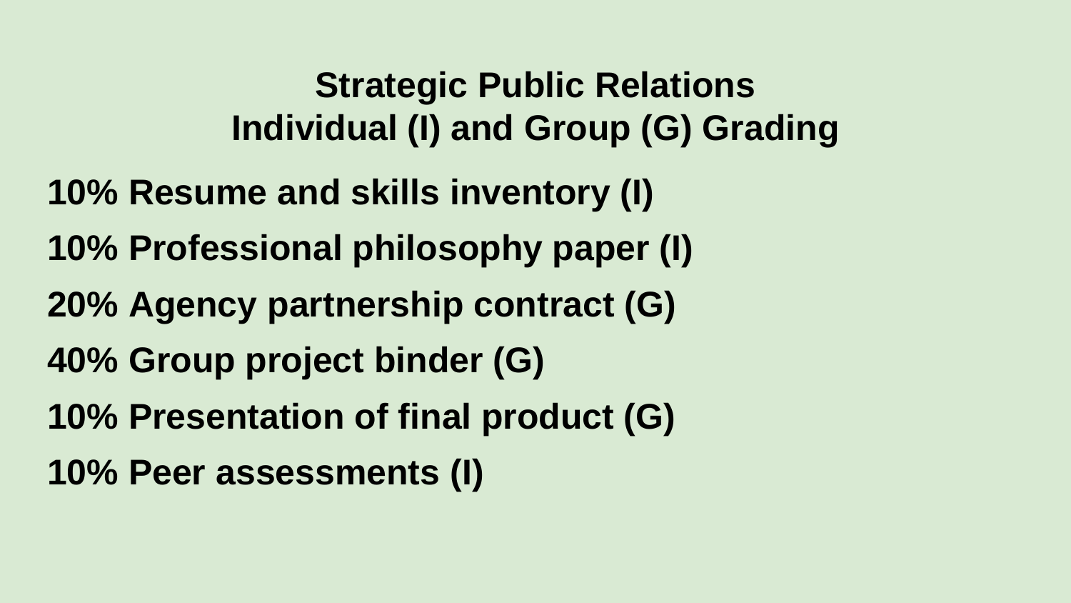## Strategic Public Relations
## Individual (I) and Group (G) Grading

**10% Resume and skills inventory (I)**

**10% Professional philosophy paper (I)**

**20% Agency partnership contract (G)**

**40% Group project binder (G)**

**10% Presentation of final product (G)**

**10% Peer assessments (I)**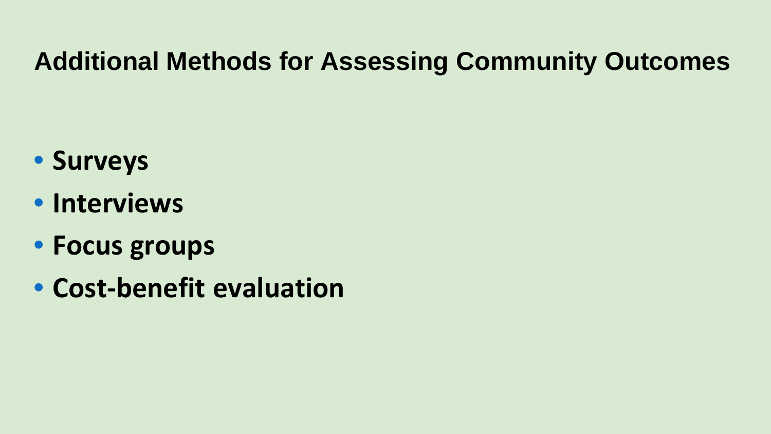# Additional Methods for Assessing Community Outcomes

- **Surveys**
- **Interviews**
- **Focus groups**
- **Cost-benefit evaluation**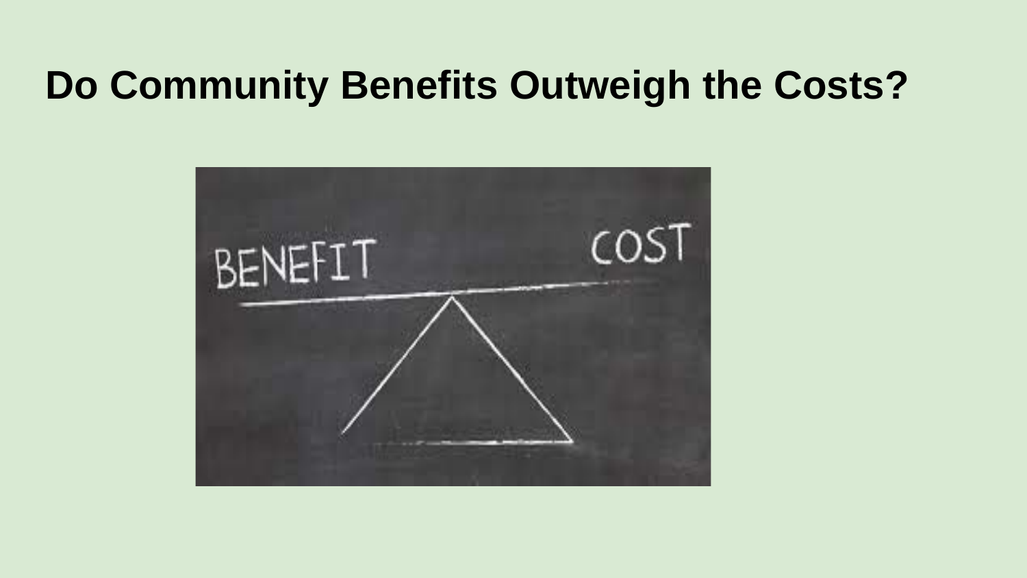# Do Community Benefits Outweigh the Costs?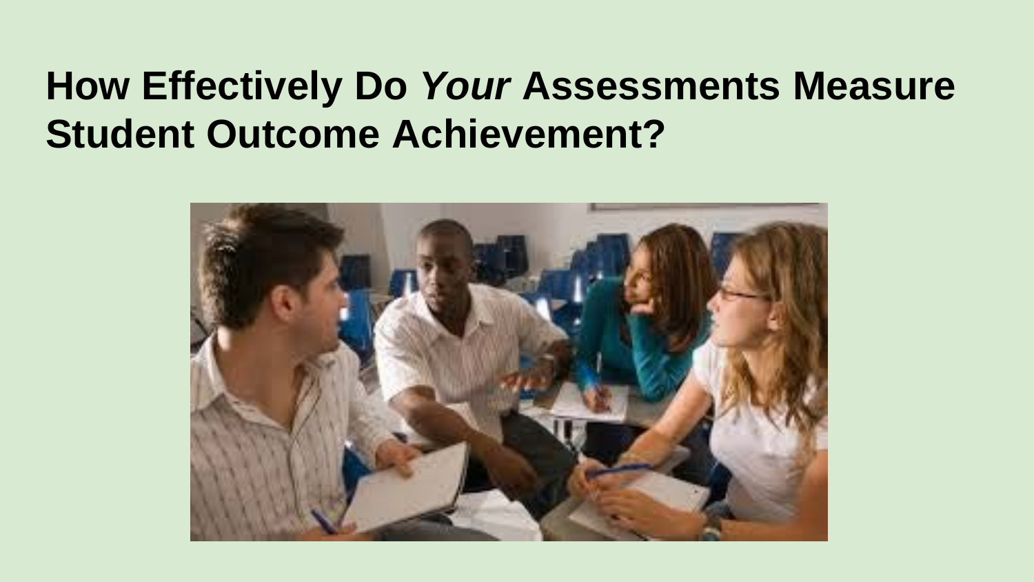# How Effectively Do *Your* Assessments Measure Student Outcome Achievement?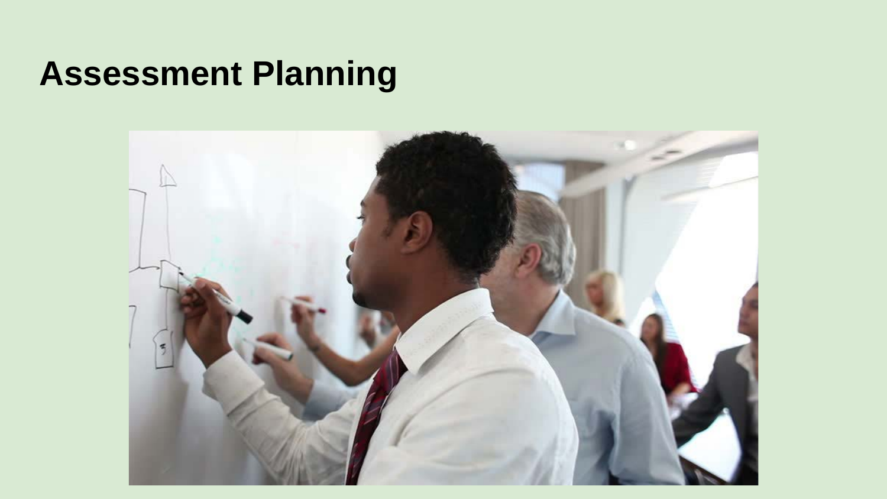# Assessment Planning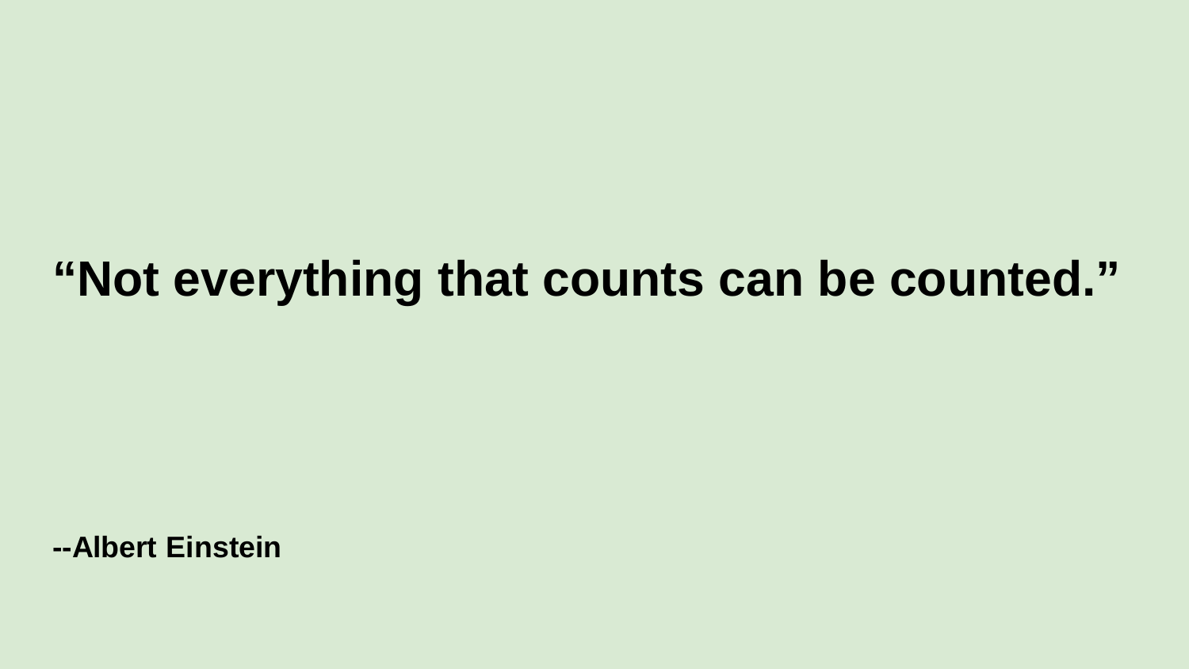**“Not everything that counts can be counted.”**

**--Albert Einstein**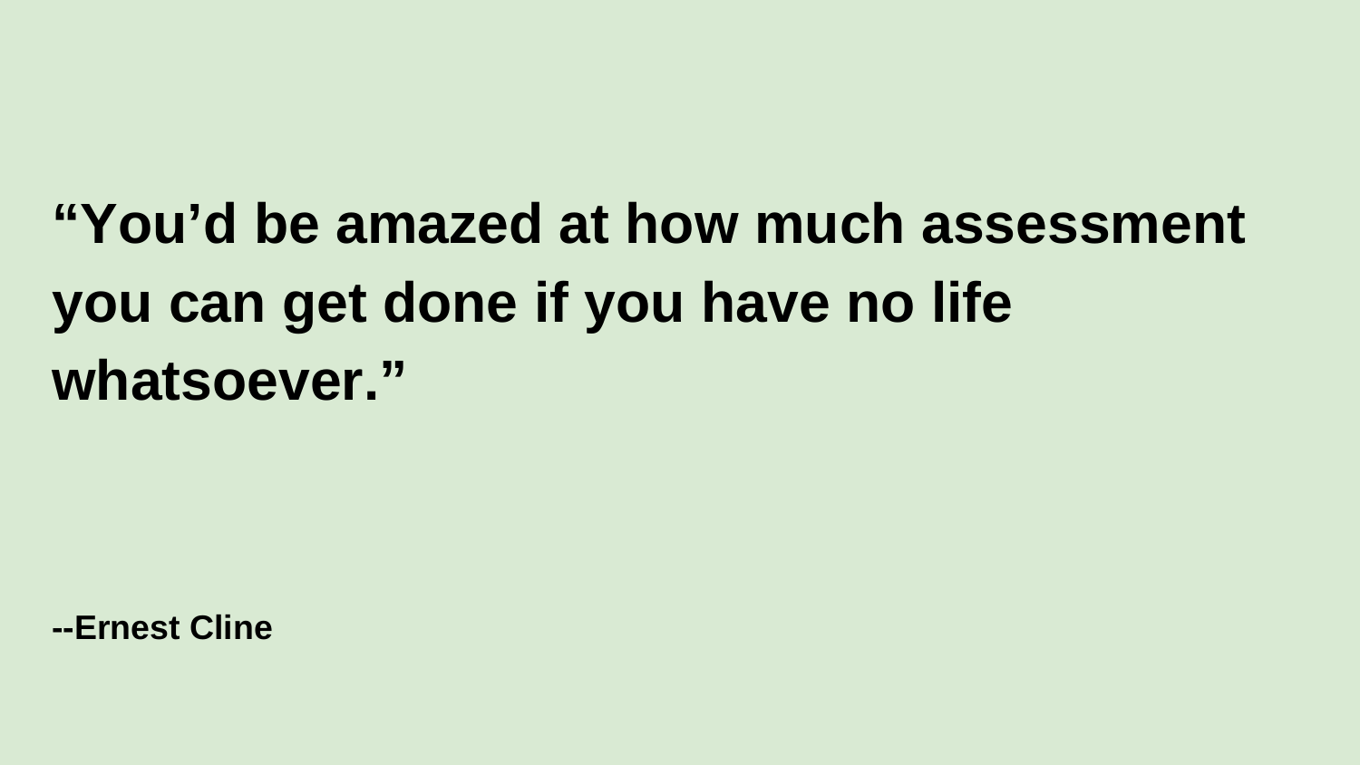**“You’d be amazed at how much assessment you can get done if you have no life whatsoever.”**

**--Ernest Cline**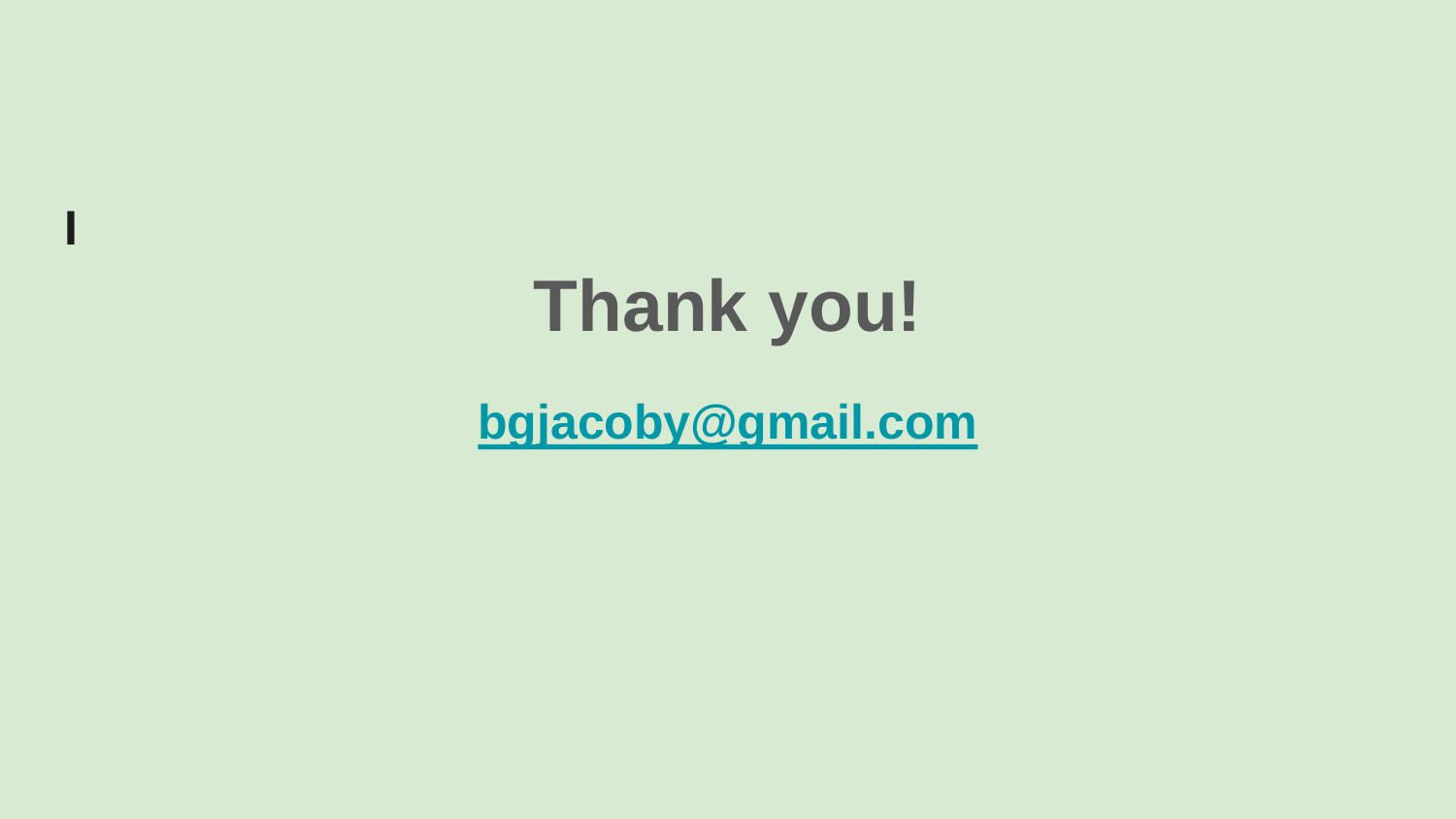I

# Thank you!

[bgjacoby@gmail.com](mailto:bgjacoby@gmail.com)